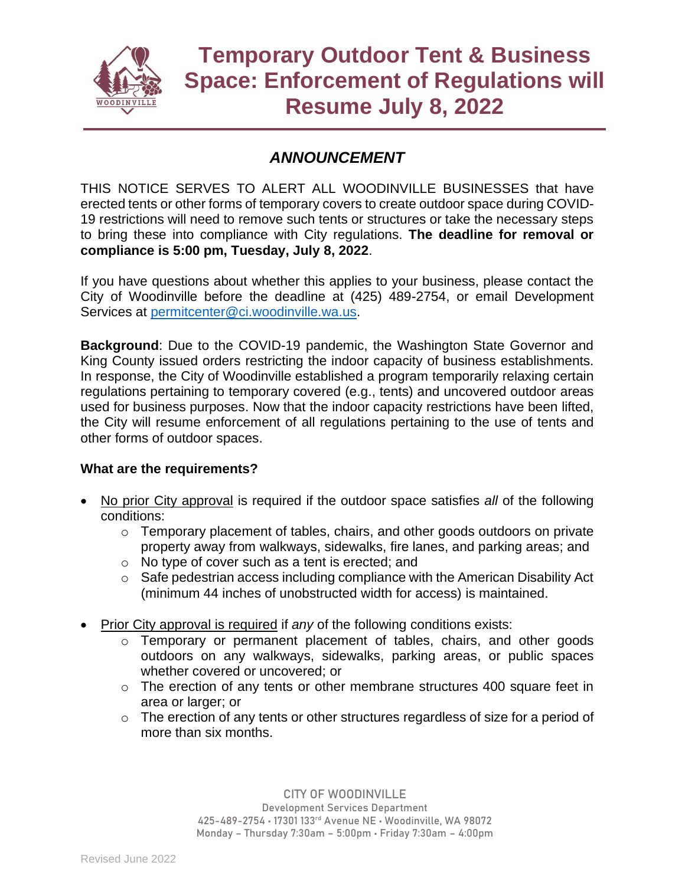# Temporary Outdoor Tent & Business Space: Enforcement of Regulations will Resume July 8, 2022

## *ANNOUNCEMENT*

THIS NOTICE SERVES TO ALERT ALL WOODINVILLE BUSINESSES that have erected tents or other forms of temporary covers to create outdoor space during COVID-19 restrictions will need to remove such tents or structures or take the necessary steps to bring these into compliance with City regulations. **The deadline for removal or compliance is 5:00 pm, Tuesday, July 8, 2022**.

If you have questions about whether this applies to your business, please contact the City of Woodinville before the deadline at (425) 489-2754, or email Development Services at permitcenter@ci.woodinville.wa.us.

**Background**: Due to the COVID-19 pandemic, the Washington State Governor and King County issued orders restricting the indoor capacity of business establishments. In response, the City of Woodinville established a program temporarily relaxing certain regulations pertaining to temporary covered (e.g., tents) and uncovered outdoor areas used for business purposes. Now that the indoor capacity restrictions have been lifted, the City will resume enforcement of all regulations pertaining to the use of tents and other forms of outdoor spaces.

**What are the requirements?**

- No prior City approval is required if the outdoor space satisfies *all* of the following conditions:
  - Temporary placement of tables, chairs, and other goods outdoors on private property away from walkways, sidewalks, fire lanes, and parking areas; and
  - No type of cover such as a tent is erected; and
  - Safe pedestrian access including compliance with the American Disability Act (minimum 44 inches of unobstructed width for access) is maintained.
- Prior City approval is required if *any* of the following conditions exists:
  - Temporary or permanent placement of tables, chairs, and other goods outdoors on any walkways, sidewalks, parking areas, or public spaces whether covered or uncovered; or
  - The erection of any tents or other membrane structures 400 square feet in area or larger; or
  - The erection of any tents or other structures regardless of size for a period of more than six months.

CITY OF WOODINVILLE
Development Services Department
425-489-2754 • 17301 133rd Avenue NE • Woodinville, WA 98072
Monday – Thursday 7:30am – 5:00pm • Friday 7:30am – 4:00pm

Revised June 2022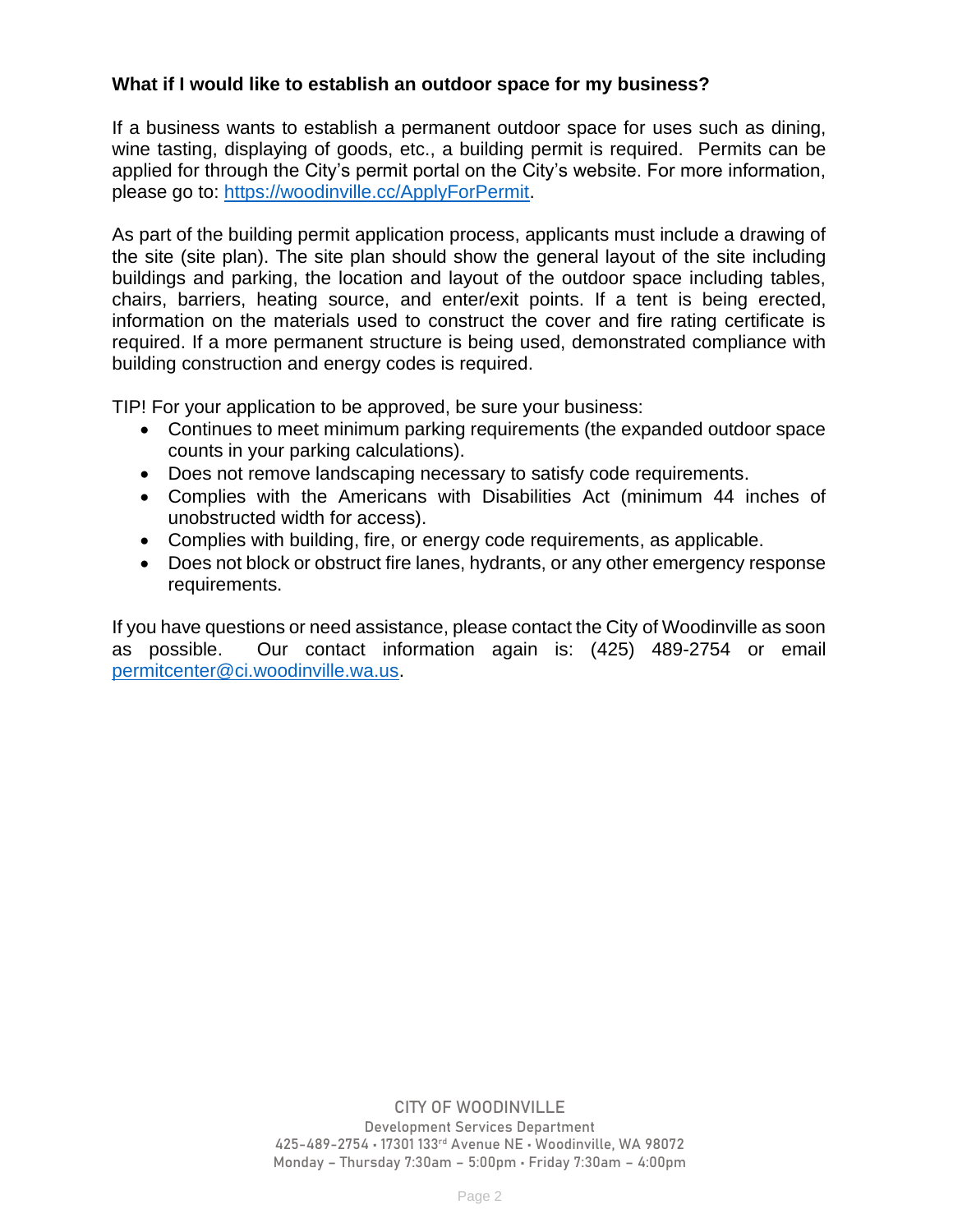**What if I would like to establish an outdoor space for my business?**

If a business wants to establish a permanent outdoor space for uses such as dining, wine tasting, displaying of goods, etc., a building permit is required. Permits can be applied for through the City's permit portal on the City's website. For more information, please go to: [https://woodinville.cc/ApplyForPermit](https://woodinville.cc/ApplyForPermit).

As part of the building permit application process, applicants must include a drawing of the site (site plan). The site plan should show the general layout of the site including buildings and parking, the location and layout of the outdoor space including tables, chairs, barriers, heating source, and enter/exit points. If a tent is being erected, information on the materials used to construct the cover and fire rating certificate is required. If a more permanent structure is being used, demonstrated compliance with building construction and energy codes is required.

TIP! For your application to be approved, be sure your business:

- Continues to meet minimum parking requirements (the expanded outdoor space counts in your parking calculations).
- Does not remove landscaping necessary to satisfy code requirements.
- Complies with the Americans with Disabilities Act (minimum 44 inches of unobstructed width for access).
- Complies with building, fire, or energy code requirements, as applicable.
- Does not block or obstruct fire lanes, hydrants, or any other emergency response requirements.

If you have questions or need assistance, please contact the City of Woodinville as soon as possible. Our contact information again is: (425) 489-2754 or email [permitcenter@ci.woodinville.wa.us](mailto:permitcenter@ci.woodinville.wa.us).